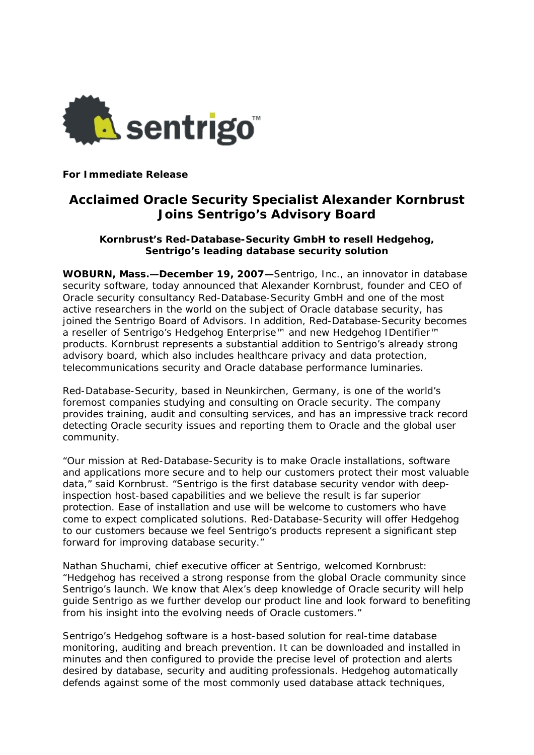**For Immediate Release**

# Acclaimed Oracle Security Specialist Alexander Kornbrust Joins Sentrigo's Advisory Board

### Kornbrust's Red-Database-Security GmbH to resell Hedgehog, Sentrigo's leading database security solution

**WOBURN, Mass.—December 19, 2007—**Sentrigo, Inc., an innovator in database security software, today announced that Alexander Kornbrust, founder and CEO of Oracle security consultancy Red-Database-Security GmbH and one of the most active researchers in the world on the subject of Oracle database security, has joined the Sentrigo Board of Advisors. In addition, Red-Database-Security becomes a reseller of Sentrigo's Hedgehog Enterprise™ and new Hedgehog IDentifier™ products. Kornbrust represents a substantial addition to Sentrigo's already strong advisory board, which also includes healthcare privacy and data protection, telecommunications security and Oracle database performance luminaries.

Red-Database-Security, based in Neunkirchen, Germany, is one of the world's foremost companies studying and consulting on Oracle security. The company provides training, audit and consulting services, and has an impressive track record detecting Oracle security issues and reporting them to Oracle and the global user community.

"Our mission at Red-Database-Security is to make Oracle installations, software and applications more secure and to help our customers protect their most valuable data," said Kornbrust. "Sentrigo is the first database security vendor with deep-inspection host-based capabilities and we believe the result is far superior protection. Ease of installation and use will be welcome to customers who have come to expect complicated solutions. Red-Database-Security will offer Hedgehog to our customers because we feel Sentrigo's products represent a significant step forward for improving database security."

Nathan Shuchami, chief executive officer at Sentrigo, welcomed Kornbrust: "Hedgehog has received a strong response from the global Oracle community since Sentrigo's launch. We know that Alex's deep knowledge of Oracle security will help guide Sentrigo as we further develop our product line and look forward to benefiting from his insight into the evolving needs of Oracle customers."

Sentrigo's Hedgehog software is a host-based solution for real-time database monitoring, auditing and breach prevention. It can be downloaded and installed in minutes and then configured to provide the precise level of protection and alerts desired by database, security and auditing professionals. Hedgehog automatically defends against some of the most commonly used database attack techniques,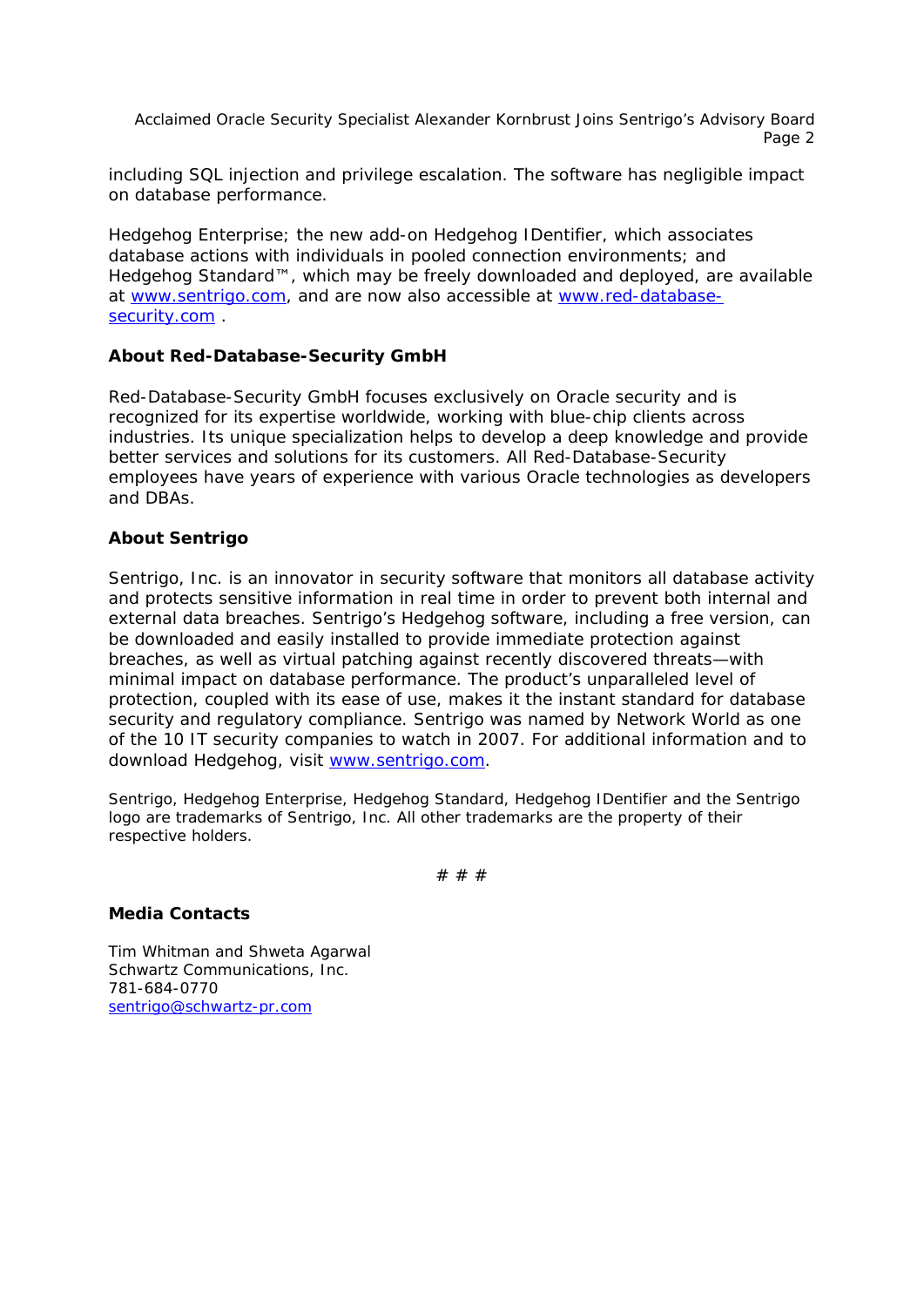including SQL injection and privilege escalation. The software has negligible impact on database performance.

Hedgehog Enterprise; the new add-on Hedgehog IDentifier, which associates database actions with individuals in pooled connection environments; and Hedgehog Standard™, which may be freely downloaded and deployed, are available at www.sentrigo.com, and are now also accessible at www.red-database-security.com .

**About Red-Database-Security GmbH**

Red-Database-Security GmbH focuses exclusively on Oracle security and is recognized for its expertise worldwide, working with blue-chip clients across industries. Its unique specialization helps to develop a deep knowledge and provide better services and solutions for its customers. All Red-Database-Security employees have years of experience with various Oracle technologies as developers and DBAs.

**About Sentrigo**

Sentrigo, Inc. is an innovator in security software that monitors all database activity and protects sensitive information in real time in order to prevent both internal and external data breaches. Sentrigo's Hedgehog software, including a free version, can be downloaded and easily installed to provide immediate protection against breaches, as well as virtual patching against recently discovered threats—with minimal impact on database performance. The product's unparalleled level of protection, coupled with its ease of use, makes it the instant standard for database security and regulatory compliance. Sentrigo was named by Network World as one of the 10 IT security companies to watch in 2007. For additional information and to download Hedgehog, visit www.sentrigo.com.

Sentrigo, Hedgehog Enterprise, Hedgehog Standard, Hedgehog IDentifier and the Sentrigo logo are trademarks of Sentrigo, Inc. All other trademarks are the property of their respective holders.

# # #

**Media Contacts**

Tim Whitman and Shweta Agarwal
Schwartz Communications, Inc.
781-684-0770
sentrigo@schwartz-pr.com